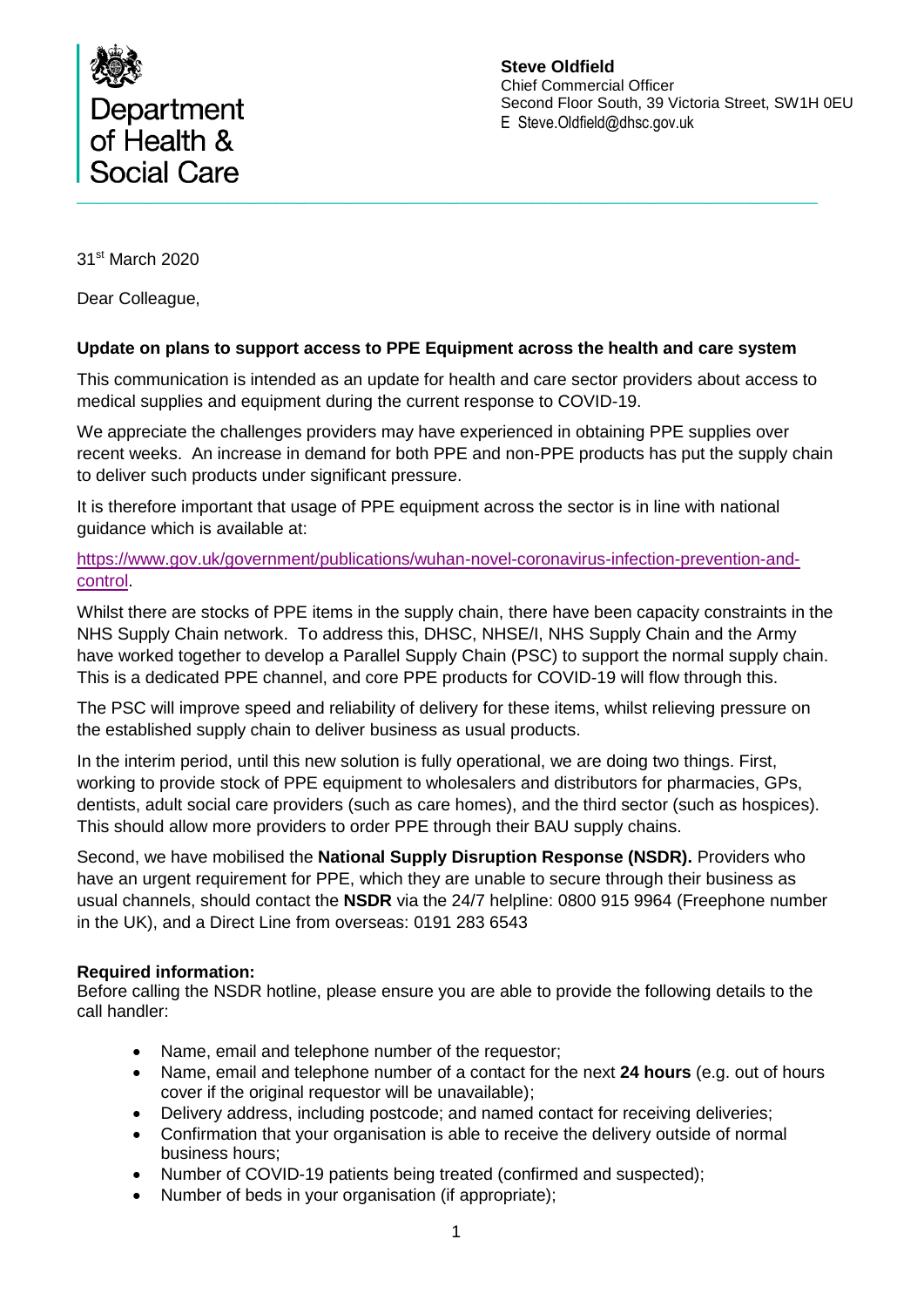Department of Health & Social Care

**Steve Oldfield**
Chief Commercial Officer
Second Floor South, 39 Victoria Street, SW1H 0EU
E Steve.Oldfield@dhsc.gov.uk

31st March 2020

Dear Colleague,

**Update on plans to support access to PPE Equipment across the health and care system**

This communication is intended as an update for health and care sector providers about access to medical supplies and equipment during the current response to COVID-19.

We appreciate the challenges providers may have experienced in obtaining PPE supplies over recent weeks. An increase in demand for both PPE and non-PPE products has put the supply chain to deliver such products under significant pressure.

It is therefore important that usage of PPE equipment across the sector is in line with national guidance which is available at:

https://www.gov.uk/government/publications/wuhan-novel-coronavirus-infection-prevention-and-control.

Whilst there are stocks of PPE items in the supply chain, there have been capacity constraints in the NHS Supply Chain network. To address this, DHSC, NHSE/I, NHS Supply Chain and the Army have worked together to develop a Parallel Supply Chain (PSC) to support the normal supply chain. This is a dedicated PPE channel, and core PPE products for COVID-19 will flow through this.

The PSC will improve speed and reliability of delivery for these items, whilst relieving pressure on the established supply chain to deliver business as usual products.

In the interim period, until this new solution is fully operational, we are doing two things. First, working to provide stock of PPE equipment to wholesalers and distributors for pharmacies, GPs, dentists, adult social care providers (such as care homes), and the third sector (such as hospices). This should allow more providers to order PPE through their BAU supply chains.

Second, we have mobilised the **National Supply Disruption Response (NSDR).** Providers who have an urgent requirement for PPE, which they are unable to secure through their business as usual channels, should contact the **NSDR** via the 24/7 helpline: 0800 915 9964 (Freephone number in the UK), and a Direct Line from overseas: 0191 283 6543

**Required information:**
Before calling the NSDR hotline, please ensure you are able to provide the following details to the call handler:

- Name, email and telephone number of the requestor;
- Name, email and telephone number of a contact for the next **24 hours** (e.g. out of hours cover if the original requestor will be unavailable);
- Delivery address, including postcode; and named contact for receiving deliveries;
- Confirmation that your organisation is able to receive the delivery outside of normal business hours;
- Number of COVID-19 patients being treated (confirmed and suspected);
- Number of beds in your organisation (if appropriate);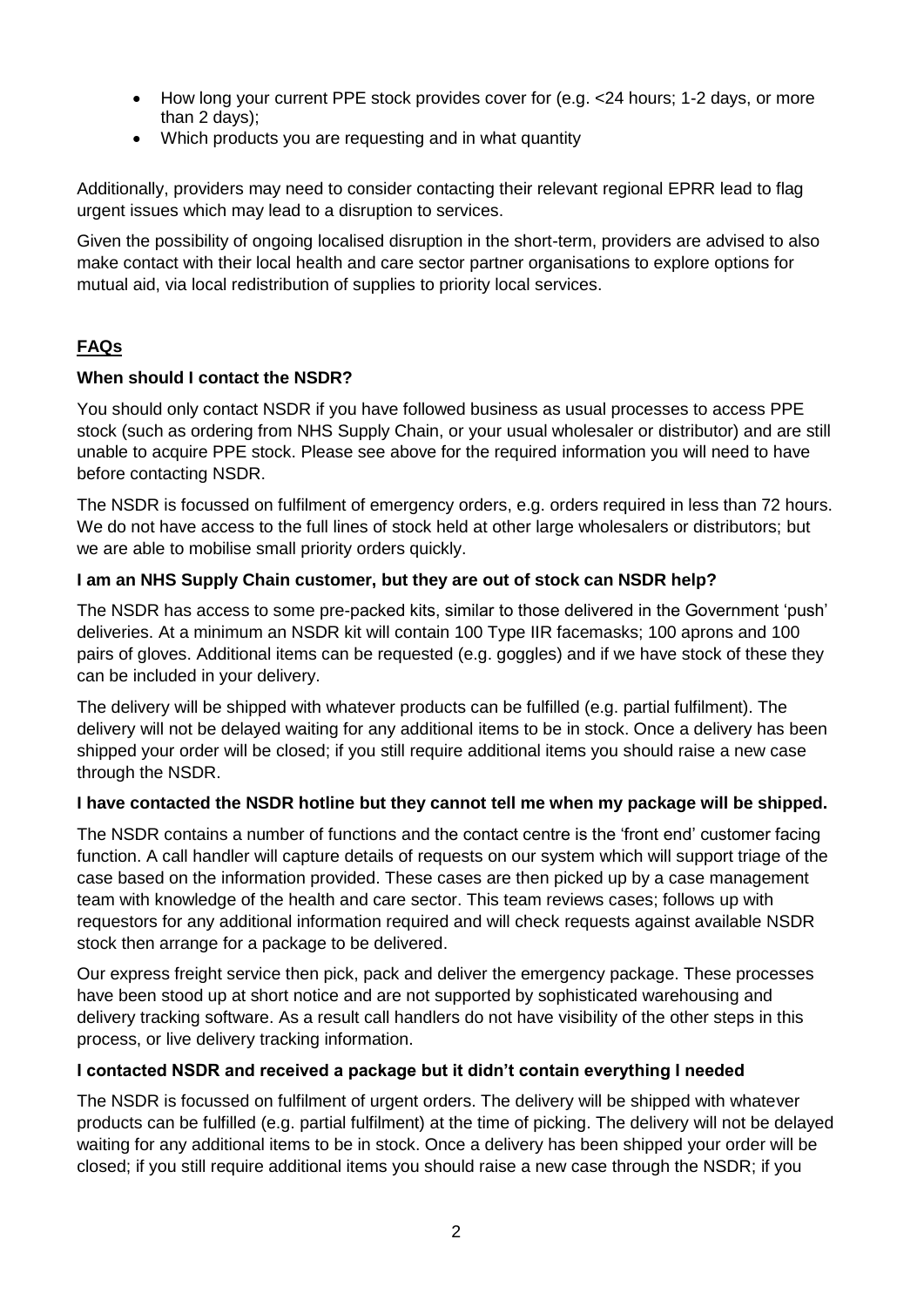- How long your current PPE stock provides cover for (e.g. <24 hours; 1-2 days, or more than 2 days);
- Which products you are requesting and in what quantity

Additionally, providers may need to consider contacting their relevant regional EPRR lead to flag urgent issues which may lead to a disruption to services.

Given the possibility of ongoing localised disruption in the short-term, providers are advised to also make contact with their local health and care sector partner organisations to explore options for mutual aid, via local redistribution of supplies to priority local services.

## FAQs

### When should I contact the NSDR?

You should only contact NSDR if you have followed business as usual processes to access PPE stock (such as ordering from NHS Supply Chain, or your usual wholesaler or distributor) and are still unable to acquire PPE stock. Please see above for the required information you will need to have before contacting NSDR.

The NSDR is focussed on fulfilment of emergency orders, e.g. orders required in less than 72 hours. We do not have access to the full lines of stock held at other large wholesalers or distributors; but we are able to mobilise small priority orders quickly.

### I am an NHS Supply Chain customer, but they are out of stock can NSDR help?

The NSDR has access to some pre-packed kits, similar to those delivered in the Government 'push' deliveries. At a minimum an NSDR kit will contain 100 Type IIR facemasks; 100 aprons and 100 pairs of gloves. Additional items can be requested (e.g. goggles) and if we have stock of these they can be included in your delivery.

The delivery will be shipped with whatever products can be fulfilled (e.g. partial fulfilment). The delivery will not be delayed waiting for any additional items to be in stock. Once a delivery has been shipped your order will be closed; if you still require additional items you should raise a new case through the NSDR.

### I have contacted the NSDR hotline but they cannot tell me when my package will be shipped.

The NSDR contains a number of functions and the contact centre is the 'front end' customer facing function. A call handler will capture details of requests on our system which will support triage of the case based on the information provided. These cases are then picked up by a case management team with knowledge of the health and care sector. This team reviews cases; follows up with requestors for any additional information required and will check requests against available NSDR stock then arrange for a package to be delivered.

Our express freight service then pick, pack and deliver the emergency package. These processes have been stood up at short notice and are not supported by sophisticated warehousing and delivery tracking software. As a result call handlers do not have visibility of the other steps in this process, or live delivery tracking information.

### I contacted NSDR and received a package but it didn't contain everything I needed

The NSDR is focussed on fulfilment of urgent orders. The delivery will be shipped with whatever products can be fulfilled (e.g. partial fulfilment) at the time of picking. The delivery will not be delayed waiting for any additional items to be in stock. Once a delivery has been shipped your order will be closed; if you still require additional items you should raise a new case through the NSDR; if you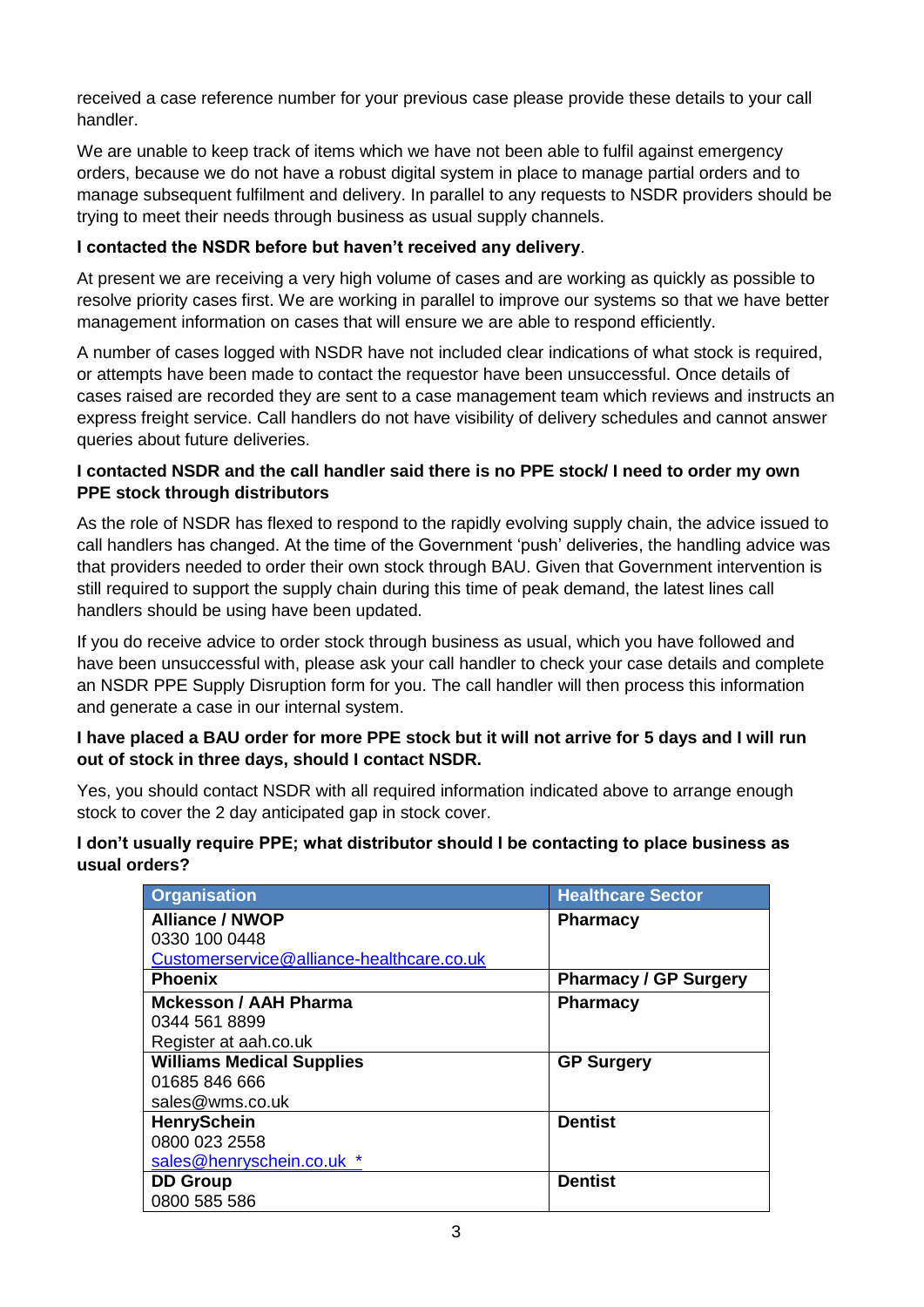received a case reference number for your previous case please provide these details to your call handler.

We are unable to keep track of items which we have not been able to fulfil against emergency orders, because we do not have a robust digital system in place to manage partial orders and to manage subsequent fulfilment and delivery. In parallel to any requests to NSDR providers should be trying to meet their needs through business as usual supply channels.

**I contacted the NSDR before but haven't received any delivery**.

At present we are receiving a very high volume of cases and are working as quickly as possible to resolve priority cases first. We are working in parallel to improve our systems so that we have better management information on cases that will ensure we are able to respond efficiently.

A number of cases logged with NSDR have not included clear indications of what stock is required, or attempts have been made to contact the requestor have been unsuccessful. Once details of cases raised are recorded they are sent to a case management team which reviews and instructs an express freight service. Call handlers do not have visibility of delivery schedules and cannot answer queries about future deliveries.

**I contacted NSDR and the call handler said there is no PPE stock/ I need to order my own PPE stock through distributors**

As the role of NSDR has flexed to respond to the rapidly evolving supply chain, the advice issued to call handlers has changed. At the time of the Government 'push' deliveries, the handling advice was that providers needed to order their own stock through BAU. Given that Government intervention is still required to support the supply chain during this time of peak demand, the latest lines call handlers should be using have been updated.

If you do receive advice to order stock through business as usual, which you have followed and have been unsuccessful with, please ask your call handler to check your case details and complete an NSDR PPE Supply Disruption form for you. The call handler will then process this information and generate a case in our internal system.

**I have placed a BAU order for more PPE stock but it will not arrive for 5 days and I will run out of stock in three days, should I contact NSDR.**

Yes, you should contact NSDR with all required information indicated above to arrange enough stock to cover the 2 day anticipated gap in stock cover.

**I don't usually require PPE; what distributor should I be contacting to place business as usual orders?**

| Organisation | Healthcare Sector |
|---|---|
| **Alliance / NWOP**<br>0330 100 0448<br>Customerservice@alliance-healthcare.co.uk | **Pharmacy** |
| **Phoenix** | **Pharmacy / GP Surgery** |
| **Mckesson / AAH Pharma**<br>0344 561 8899<br>Register at aah.co.uk | **Pharmacy** |
| **Williams Medical Supplies**<br>01685 846 666<br>sales@wms.co.uk | **GP Surgery** |
| **HenrySchein**<br>0800 023 2558<br>sales@henryschein.co.uk * | **Dentist** |
| **DD Group**<br>0800 585 586 | **Dentist** |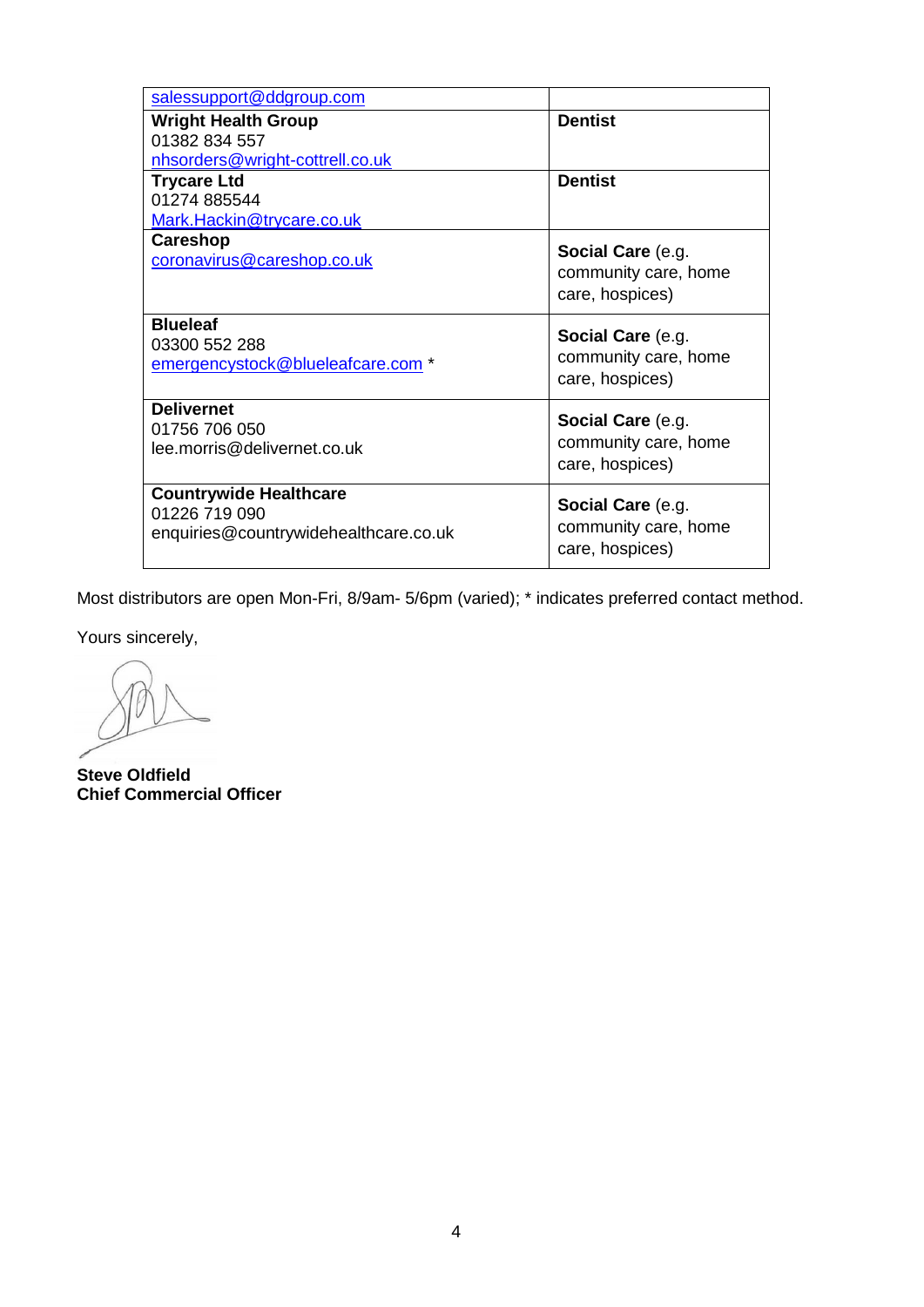| | |
|---|---|
| salessupport@ddgroup.com | |
| **Wright Health Group**<br>01382 834 557<br>nhsorders@wright-cottrell.co.uk | **Dentist** |
| **Trycare Ltd**<br>01274 885544<br>Mark.Hackin@trycare.co.uk | **Dentist** |
| **Careshop**<br>coronavirus@careshop.co.uk | **Social Care** (e.g. community care, home care, hospices) |
| **Blueleaf**<br>03300 552 288<br>emergencystock@blueleafcare.com * | **Social Care** (e.g. community care, home care, hospices) |
| **Delivernet**<br>01756 706 050<br>lee.morris@delivernet.co.uk | **Social Care** (e.g. community care, home care, hospices) |
| **Countrywide Healthcare**<br>01226 719 090<br>enquiries@countrywidehealthcare.co.uk | **Social Care** (e.g. community care, home care, hospices) |

Most distributors are open Mon-Fri, 8/9am- 5/6pm (varied); * indicates preferred contact method.

Yours sincerely,

**Steve Oldfield**
**Chief Commercial Officer**